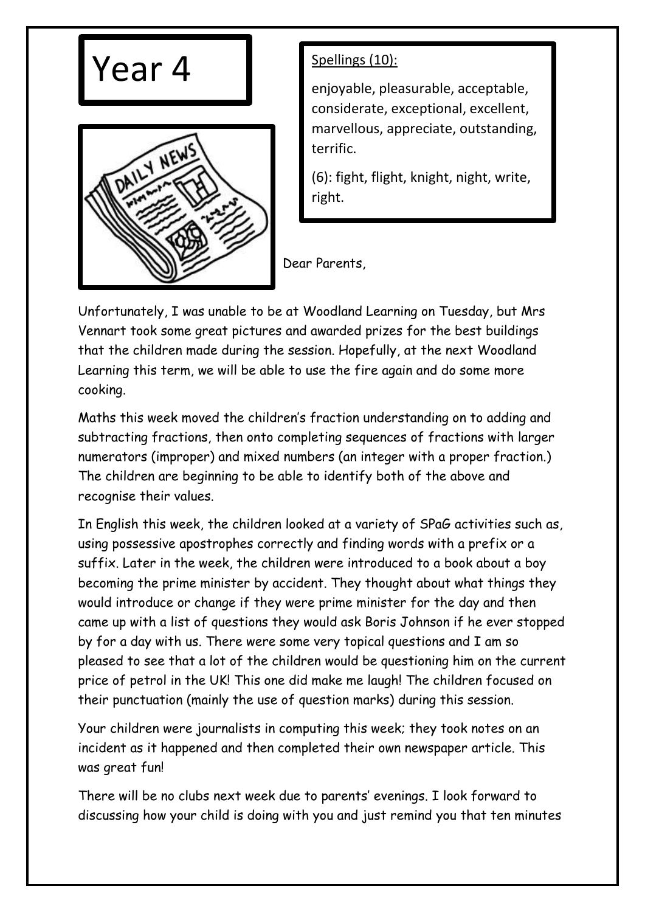# Year 4

Spellings (10):

enjoyable, pleasurable, acceptable, considerate, exceptional, excellent, marvellous, appreciate, outstanding, terrific.

(6): fight, flight, knight, night, write, right.

Dear Parents,

Unfortunately, I was unable to be at Woodland Learning on Tuesday, but Mrs Vennart took some great pictures and awarded prizes for the best buildings that the children made during the session. Hopefully, at the next Woodland Learning this term, we will be able to use the fire again and do some more cooking.

Maths this week moved the children's fraction understanding on to adding and subtracting fractions, then onto completing sequences of fractions with larger numerators (improper) and mixed numbers (an integer with a proper fraction.) The children are beginning to be able to identify both of the above and recognise their values.

In English this week, the children looked at a variety of SPaG activities such as, using possessive apostrophes correctly and finding words with a prefix or a suffix. Later in the week, the children were introduced to a book about a boy becoming the prime minister by accident. They thought about what things they would introduce or change if they were prime minister for the day and then came up with a list of questions they would ask Boris Johnson if he ever stopped by for a day with us. There were some very topical questions and I am so pleased to see that a lot of the children would be questioning him on the current price of petrol in the UK! This one did make me laugh! The children focused on their punctuation (mainly the use of question marks) during this session.

Your children were journalists in computing this week; they took notes on an incident as it happened and then completed their own newspaper article. This was great fun!

There will be no clubs next week due to parents' evenings. I look forward to discussing how your child is doing with you and just remind you that ten minutes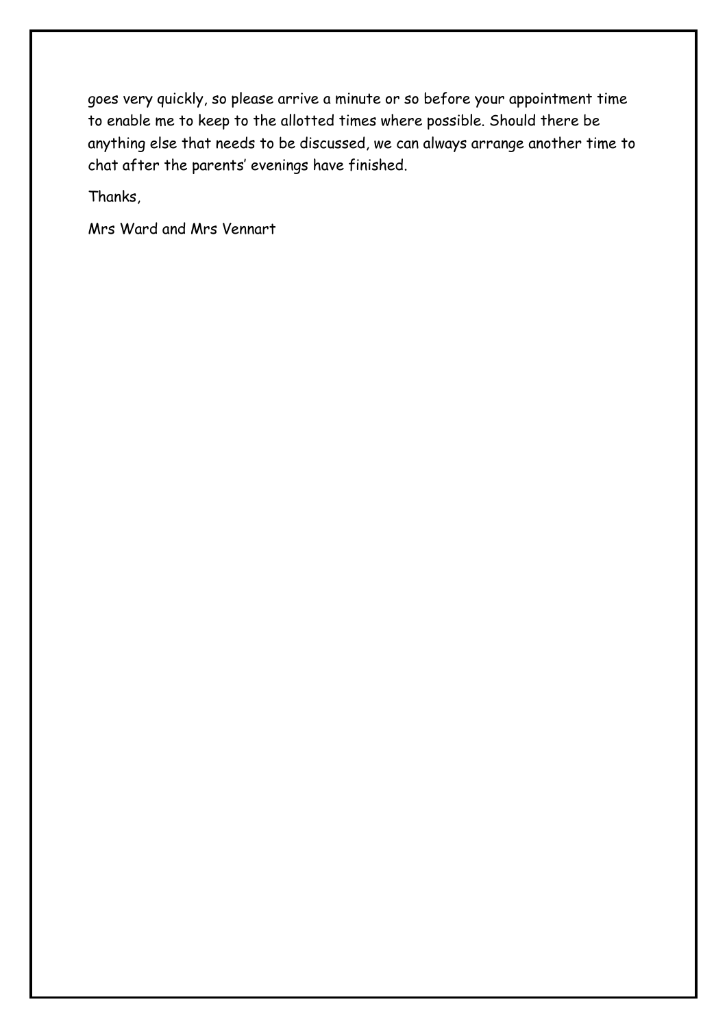goes very quickly, so please arrive a minute or so before your appointment time to enable me to keep to the allotted times where possible. Should there be anything else that needs to be discussed, we can always arrange another time to chat after the parents' evenings have finished.

Thanks,

Mrs Ward and Mrs Vennart